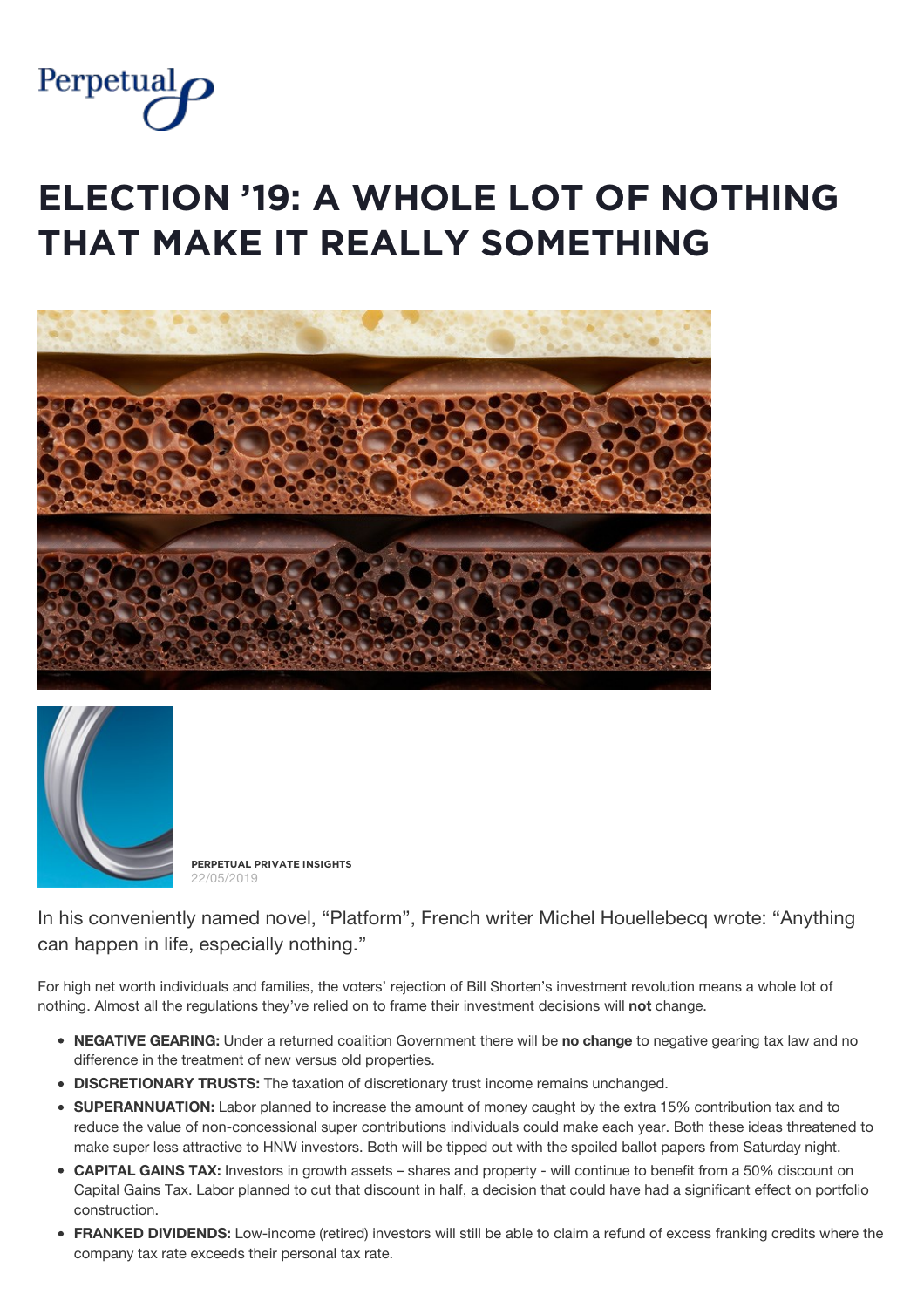# ELECTION '19: A WHOLE LOT OF NOTHING THAT MAKE IT REALLY SOMETHING

**PERPETUAL PRIVATE INSIGHTS**
22/05/2019

In his conveniently named novel, "Platform", French writer Michel Houellebecq wrote: "Anything can happen in life, especially nothing."

For high net worth individuals and families, the voters' rejection of Bill Shorten's investment revolution means a whole lot of nothing. Almost all the regulations they've relied on to frame their investment decisions will **not** change.

- **NEGATIVE GEARING:** Under a returned coalition Government there will be **no change** to negative gearing tax law and no difference in the treatment of new versus old properties.
- **DISCRETIONARY TRUSTS:** The taxation of discretionary trust income remains unchanged.
- **SUPERANNUATION:** Labor planned to increase the amount of money caught by the extra 15% contribution tax and to reduce the value of non-concessional super contributions individuals could make each year. Both these ideas threatened to make super less attractive to HNW investors. Both will be tipped out with the spoiled ballot papers from Saturday night.
- **CAPITAL GAINS TAX:** Investors in growth assets – shares and property - will continue to benefit from a 50% discount on Capital Gains Tax. Labor planned to cut that discount in half, a decision that could have had a significant effect on portfolio construction.
- **FRANKED DIVIDENDS:** Low-income (retired) investors will still be able to claim a refund of excess franking credits where the company tax rate exceeds their personal tax rate.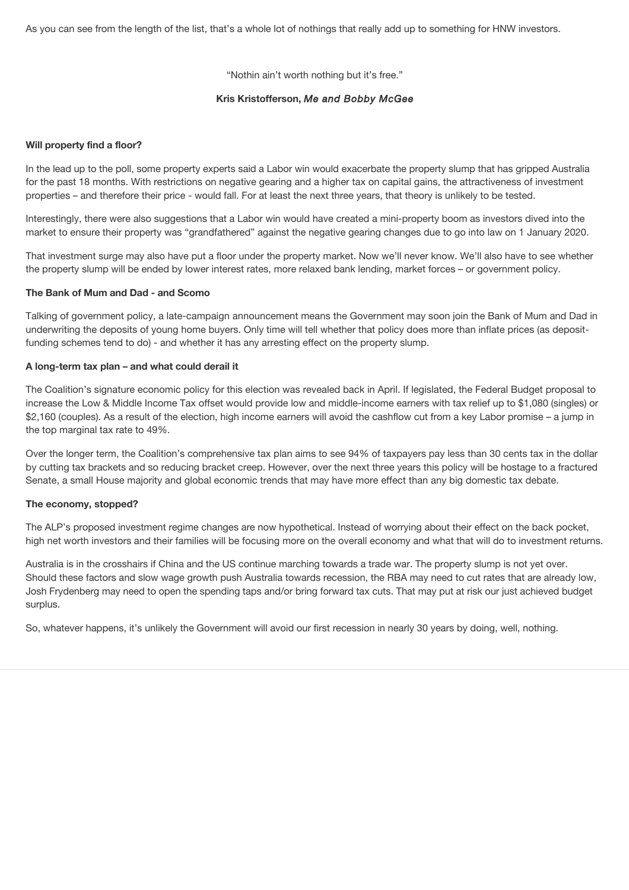As you can see from the length of the list, that's a whole lot of nothings that really add up to something for HNW investors.

"Nothin ain't worth nothing but it's free."

**Kris Kristofferson, *Me and Bobby McGee***

**Will property find a floor?**

In the lead up to the poll, some property experts said a Labor win would exacerbate the property slump that has gripped Australia for the past 18 months. With restrictions on negative gearing and a higher tax on capital gains, the attractiveness of investment properties – and therefore their price - would fall. For at least the next three years, that theory is unlikely to be tested.

Interestingly, there were also suggestions that a Labor win would have created a mini-property boom as investors dived into the market to ensure their property was "grandfathered" against the negative gearing changes due to go into law on 1 January 2020.

That investment surge may also have put a floor under the property market. Now we'll never know. We'll also have to see whether the property slump will be ended by lower interest rates, more relaxed bank lending, market forces – or government policy.

**The Bank of Mum and Dad - and Scomo**

Talking of government policy, a late-campaign announcement means the Government may soon join the Bank of Mum and Dad in underwriting the deposits of young home buyers. Only time will tell whether that policy does more than inflate prices (as deposit-funding schemes tend to do) - and whether it has any arresting effect on the property slump.

**A long-term tax plan – and what could derail it**

The Coalition's signature economic policy for this election was revealed back in April. If legislated, the Federal Budget proposal to increase the Low & Middle Income Tax offset would provide low and middle-income earners with tax relief up to $1,080 (singles) or $2,160 (couples). As a result of the election, high income earners will avoid the cashflow cut from a key Labor promise – a jump in the top marginal tax rate to 49%.

Over the longer term, the Coalition's comprehensive tax plan aims to see 94% of taxpayers pay less than 30 cents tax in the dollar by cutting tax brackets and so reducing bracket creep. However, over the next three years this policy will be hostage to a fractured Senate, a small House majority and global economic trends that may have more effect than any big domestic tax debate.

**The economy, stopped?**

The ALP's proposed investment regime changes are now hypothetical. Instead of worrying about their effect on the back pocket, high net worth investors and their families will be focusing more on the overall economy and what that will do to investment returns.

Australia is in the crosshairs if China and the US continue marching towards a trade war. The property slump is not yet over. Should these factors and slow wage growth push Australia towards recession, the RBA may need to cut rates that are already low, Josh Frydenberg may need to open the spending taps and/or bring forward tax cuts. That may put at risk our just achieved budget surplus.

So, whatever happens, it's unlikely the Government will avoid our first recession in nearly 30 years by doing, well, nothing.